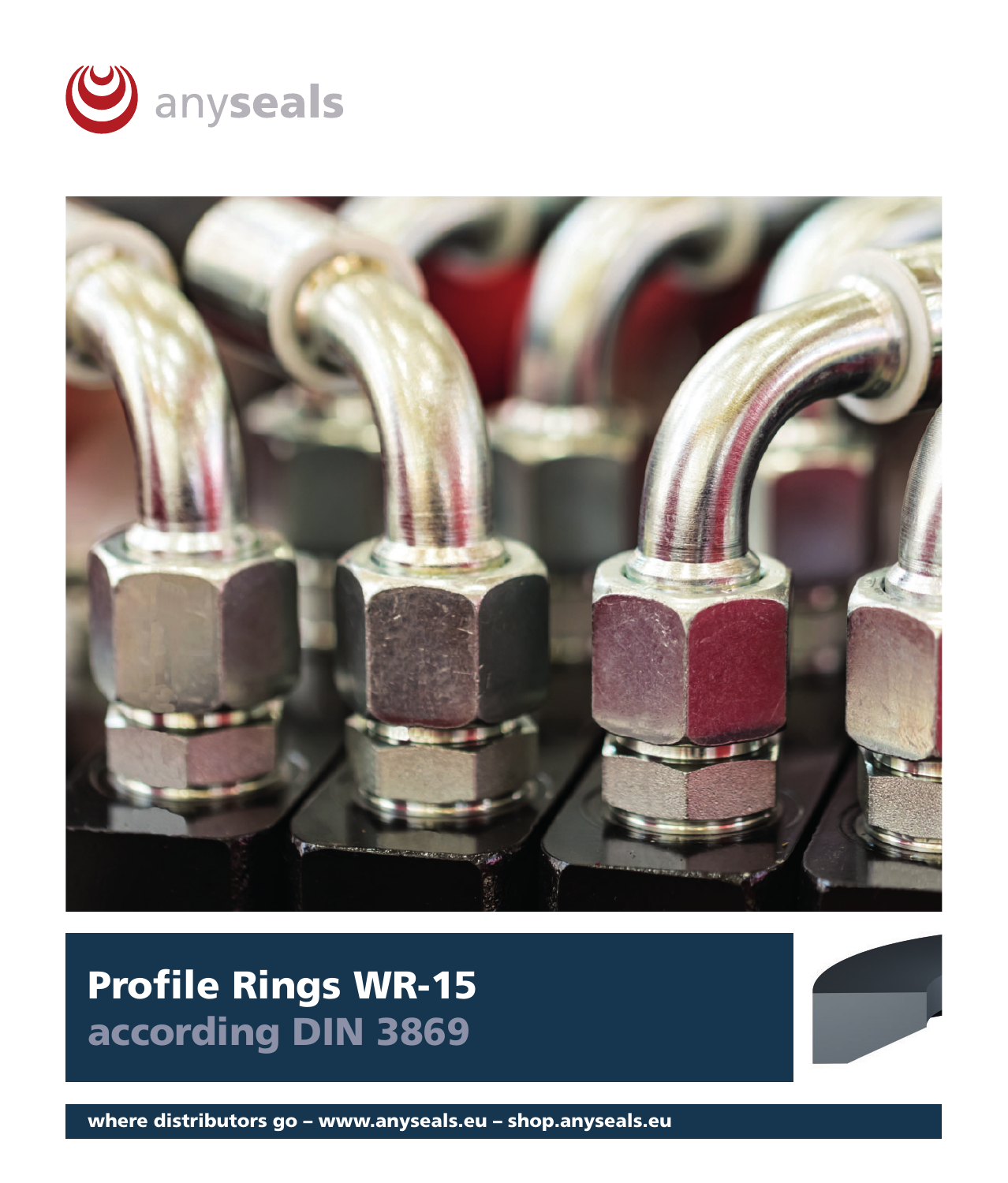anyseals

# Profile Rings WR-15
## according DIN 3869

where distributors go – www.anyseals.eu – shop.anyseals.eu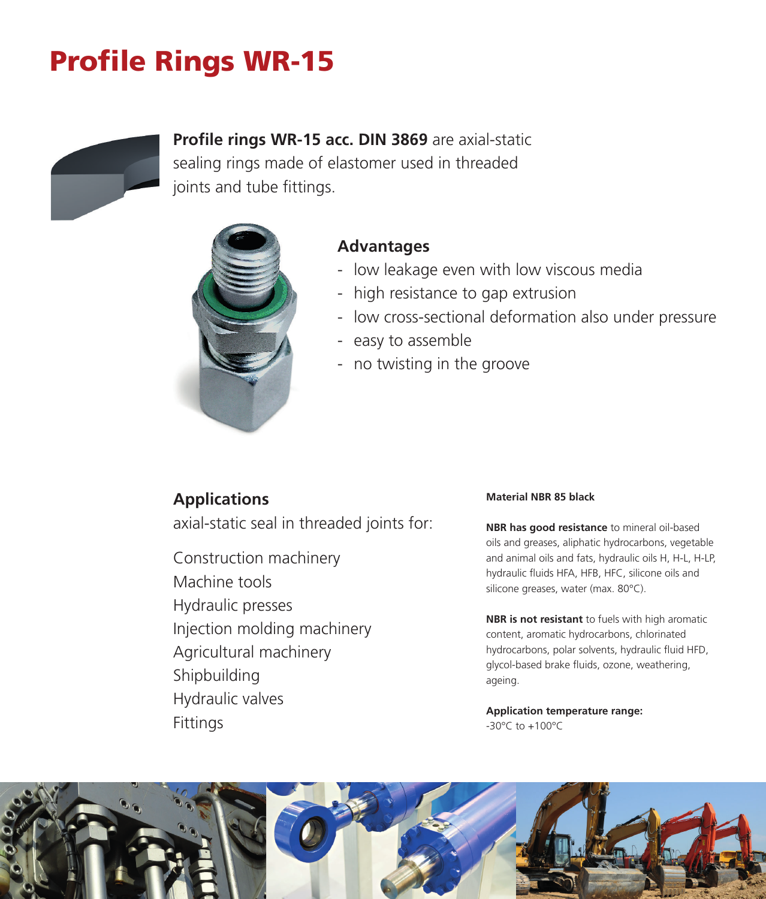# Profile Rings WR-15

**Profile rings WR-15 acc. DIN 3869** are axial-static sealing rings made of elastomer used in threaded joints and tube fittings.

## Advantages

- low leakage even with low viscous media
- high resistance to gap extrusion
- low cross-sectional deformation also under pressure
- easy to assemble
- no twisting in the groove

## Applications

axial-static seal in threaded joints for:

Construction machinery
Machine tools
Hydraulic presses
Injection molding machinery
Agricultural machinery
Shipbuilding
Hydraulic valves
Fittings

**Material NBR 85 black**

**NBR has good resistance** to mineral oil-based oils and greases, aliphatic hydrocarbons, vegetable and animal oils and fats, hydraulic oils H, H-L, H-LP, hydraulic fluids HFA, HFB, HFC, silicone oils and silicone greases, water (max. 80°C).

**NBR is not resistant** to fuels with high aromatic content, aromatic hydrocarbons, chlorinated hydrocarbons, polar solvents, hydraulic fluid HFD, glycol-based brake fluids, ozone, weathering, ageing.

**Application temperature range:**
-30°C to +100°C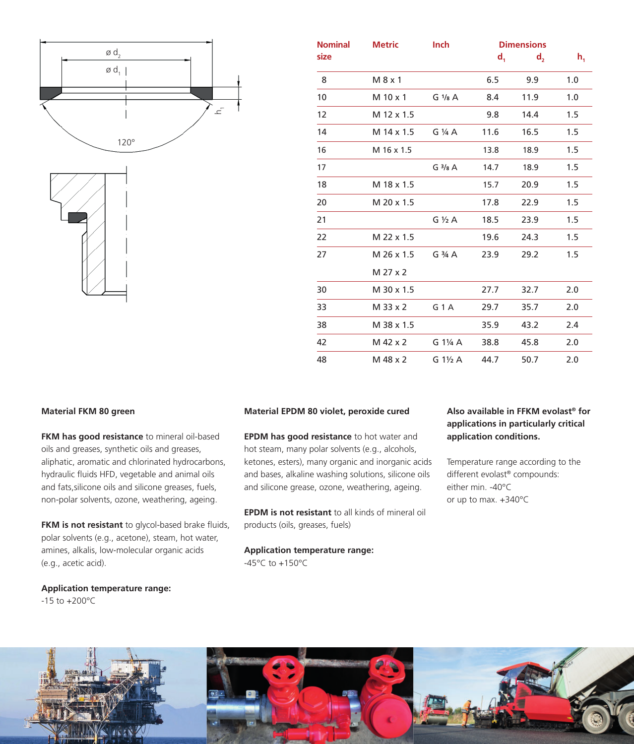| Nominal size | Metric | Inch | Dimensions $d_1$ | $d_2$ | $h_1$ |
|---|---|---|---|---|---|
| 8 | M 8 x 1 | | 6.5 | 9.9 | 1.0 |
| 10 | M 10 x 1 | G ⅛ A | 8.4 | 11.9 | 1.0 |
| 12 | M 12 x 1.5 | | 9.8 | 14.4 | 1.5 |
| 14 | M 14 x 1.5 | G ¼ A | 11.6 | 16.5 | 1.5 |
| 16 | M 16 x 1.5 | | 13.8 | 18.9 | 1.5 |
| 17 | | G ⅜ A | 14.7 | 18.9 | 1.5 |
| 18 | M 18 x 1.5 | | 15.7 | 20.9 | 1.5 |
| 20 | M 20 x 1.5 | | 17.8 | 22.9 | 1.5 |
| 21 | | G ½ A | 18.5 | 23.9 | 1.5 |
| 22 | M 22 x 1.5 | | 19.6 | 24.3 | 1.5 |
| 27 | M 26 x 1.5<br>M 27 x 2 | G ¾ A | 23.9 | 29.2 | 1.5 |
| 30 | M 30 x 1.5 | | 27.7 | 32.7 | 2.0 |
| 33 | M 33 x 2 | G 1 A | 29.7 | 35.7 | 2.0 |
| 38 | M 38 x 1.5 | | 35.9 | 43.2 | 2.4 |
| 42 | M 42 x 2 | G 1¼ A | 38.8 | 45.8 | 2.0 |
| 48 | M 48 x 2 | G 1½ A | 44.7 | 50.7 | 2.0 |

**Material FKM 80 green**

**FKM has good resistance** to mineral oil-based oils and greases, synthetic oils and greases, aliphatic, aromatic and chlorinated hydrocarbons, hydraulic fluids HFD, vegetable and animal oils and fats,silicone oils and silicone greases, fuels, non-polar solvents, ozone, weathering, ageing.

**FKM is not resistant** to glycol-based brake fluids, polar solvents (e.g., acetone), steam, hot water, amines, alkalis, low-molecular organic acids (e.g., acetic acid).

**Application temperature range:**
-15 to +200°C

**Material EPDM 80 violet, peroxide cured**

**EPDM has good resistance** to hot water and hot steam, many polar solvents (e.g., alcohols, ketones, esters), many organic and inorganic acids and bases, alkaline washing solutions, silicone oils and silicone grease, ozone, weathering, ageing.

**EPDM is not resistant** to all kinds of mineral oil products (oils, greases, fuels)

**Application temperature range:**
-45°C to +150°C

**Also available in FFKM evolast® for applications in particularly critical application conditions.**

Temperature range according to the different evolast® compounds:
either min. -40°C
or up to max. +340°C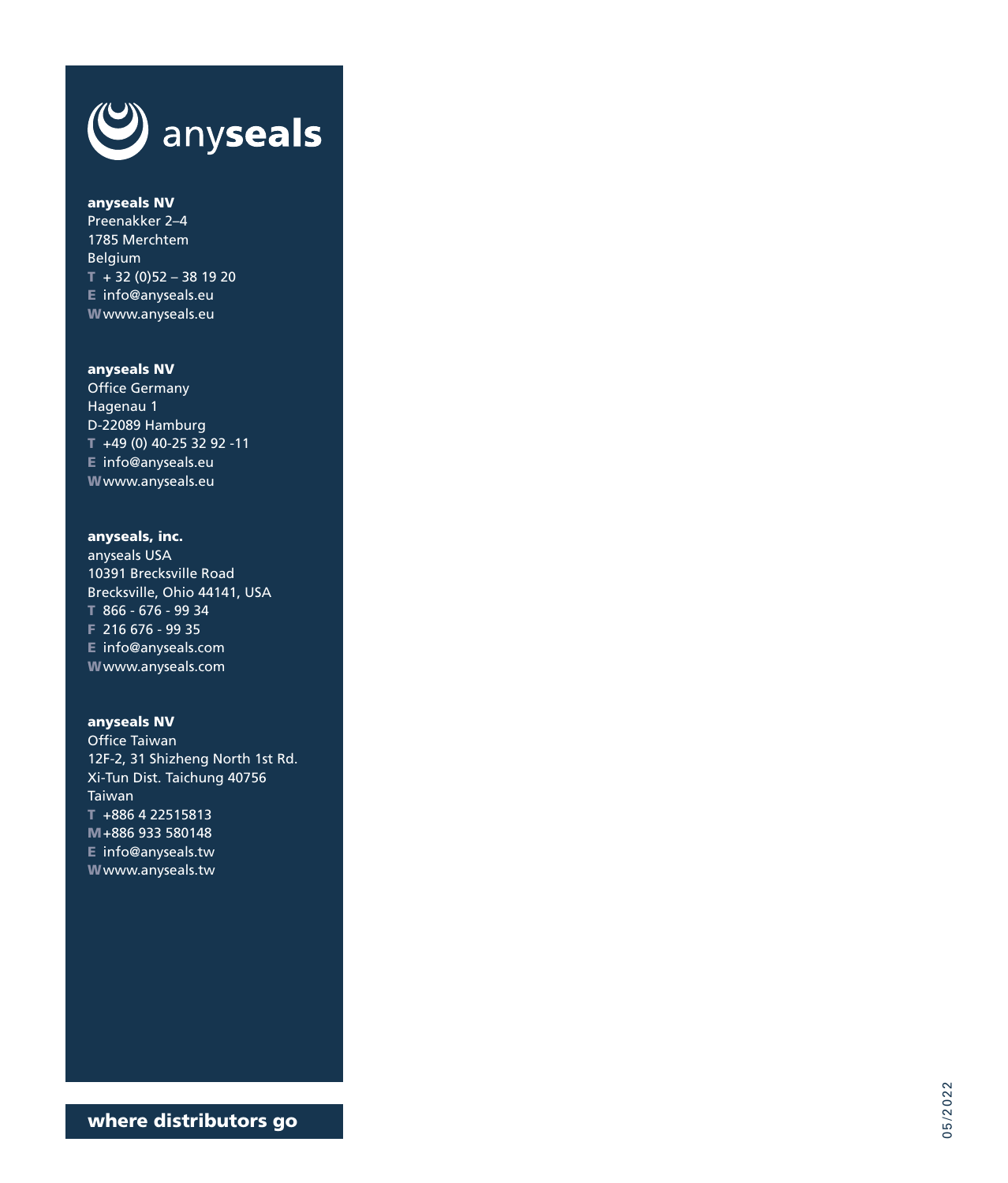anyseals

**anyseals NV**
Preenakker 2–4
1785 Merchtem
Belgium
**T** + 32 (0)52 – 38 19 20
**E** info@anyseals.eu
**W** www.anyseals.eu

**anyseals NV**
Office Germany
Hagenau 1
D-22089 Hamburg
**T** +49 (0) 40-25 32 92 -11
**E** info@anyseals.eu
**W** www.anyseals.eu

**anyseals, inc.**
anyseals USA
10391 Brecksville Road
Brecksville, Ohio 44141, USA
**T** 866 - 676 - 99 34
**F** 216 676 - 99 35
**E** info@anyseals.com
**W** www.anyseals.com

**anyseals NV**
Office Taiwan
12F-2, 31 Shizheng North 1st Rd.
Xi-Tun Dist. Taichung 40756
Taiwan
**T** +886 4 22515813
**M** +886 933 580148
**E** info@anyseals.tw
**W** www.anyseals.tw

**where distributors go**

05/2022